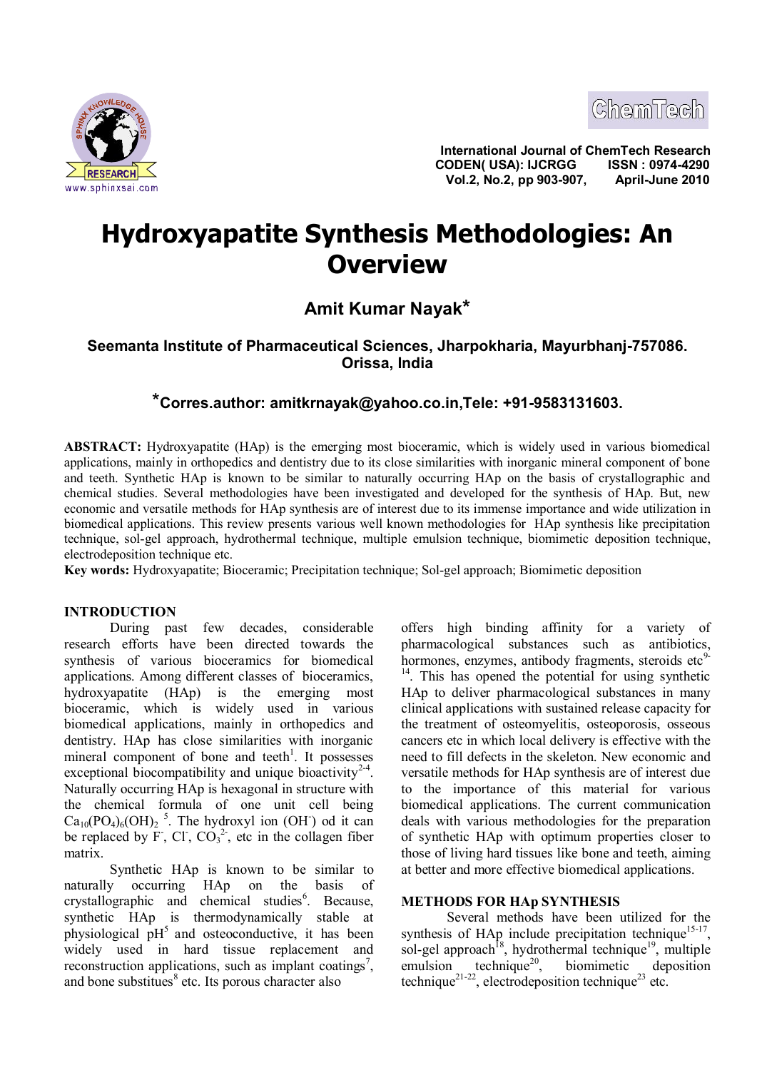International Journal of ChemTech Research
CODEN( USA): IJCRGG ISSN : 0974-4290
Vol.2, No.2, pp 903-907, April-June 2010

# Hydroxyapatite Synthesis Methodologies: An Overview

**Amit Kumar Nayak***

**Seemanta Institute of Pharmaceutical Sciences, Jharpokharia, Mayurbhanj-757086. Orissa, India**

**\*Corres.author: amitkrnayak@yahoo.co.in,Tele: +91-9583131603.**

**ABSTRACT:** Hydroxyapatite (HAp) is the emerging most bioceramic, which is widely used in various biomedical applications, mainly in orthopedics and dentistry due to its close similarities with inorganic mineral component of bone and teeth. Synthetic HAp is known to be similar to naturally occurring HAp on the basis of crystallographic and chemical studies. Several methodologies have been investigated and developed for the synthesis of HAp. But, new economic and versatile methods for HAp synthesis are of interest due to its immense importance and wide utilization in biomedical applications. This review presents various well known methodologies for HAp synthesis like precipitation technique, sol-gel approach, hydrothermal technique, multiple emulsion technique, biomimetic deposition technique, electrodeposition technique etc.

**Key words:** Hydroxyapatite; Bioceramic; Precipitation technique; Sol-gel approach; Biomimetic deposition

## INTRODUCTION

During past few decades, considerable research efforts have been directed towards the synthesis of various bioceramics for biomedical applications. Among different classes of bioceramics, hydroxyapatite (HAp) is the emerging most bioceramic, which is widely used in various biomedical applications, mainly in orthopedics and dentistry. HAp has close similarities with inorganic mineral component of bone and teeth[1]. It possesses exceptional biocompatibility and unique bioactivity[2-4]. Naturally occurring HAp is hexagonal in structure with the chemical formula of one unit cell being $Ca_{10}(PO_4)_6(OH)_2$ [5]. The hydroxyl ion ($OH^-$) od it can be replaced by $F^-$, $Cl^-$, $CO_3^{2-}$, etc in the collagen fiber matrix.

Synthetic HAp is known to be similar to naturally occurring HAp on the basis of crystallographic and chemical studies[6]. Because, synthetic HAp is thermodynamically stable at physiological pH[5] and osteoconductive, it has been widely used in hard tissue replacement and reconstruction applications, such as implant coatings[7], and bone substitutes[8] etc. Its porous character also offers high binding affinity for a variety of pharmacological substances such as antibiotics, hormones, enzymes, antibody fragments, steroids etc[9-14]. This has opened the potential for using synthetic HAp to deliver pharmacological substances in many clinical applications with sustained release capacity for the treatment of osteomyelitis, osteoporosis, osseous cancers etc in which local delivery is effective with the need to fill defects in the skeleton. New economic and versatile methods for HAp synthesis are of interest due to the importance of this material for various biomedical applications. The current communication deals with various methodologies for the preparation of synthetic HAp with optimum properties closer to those of living hard tissues like bone and teeth, aiming at better and more effective biomedical applications.

## METHODS FOR HAp SYNTHESIS

Several methods have been utilized for the synthesis of HAp include precipitation technique[15-17], sol-gel approach[18], hydrothermal technique[19], multiple emulsion technique[20], biomimetic deposition technique[21-22], electrodeposition technique[23] etc.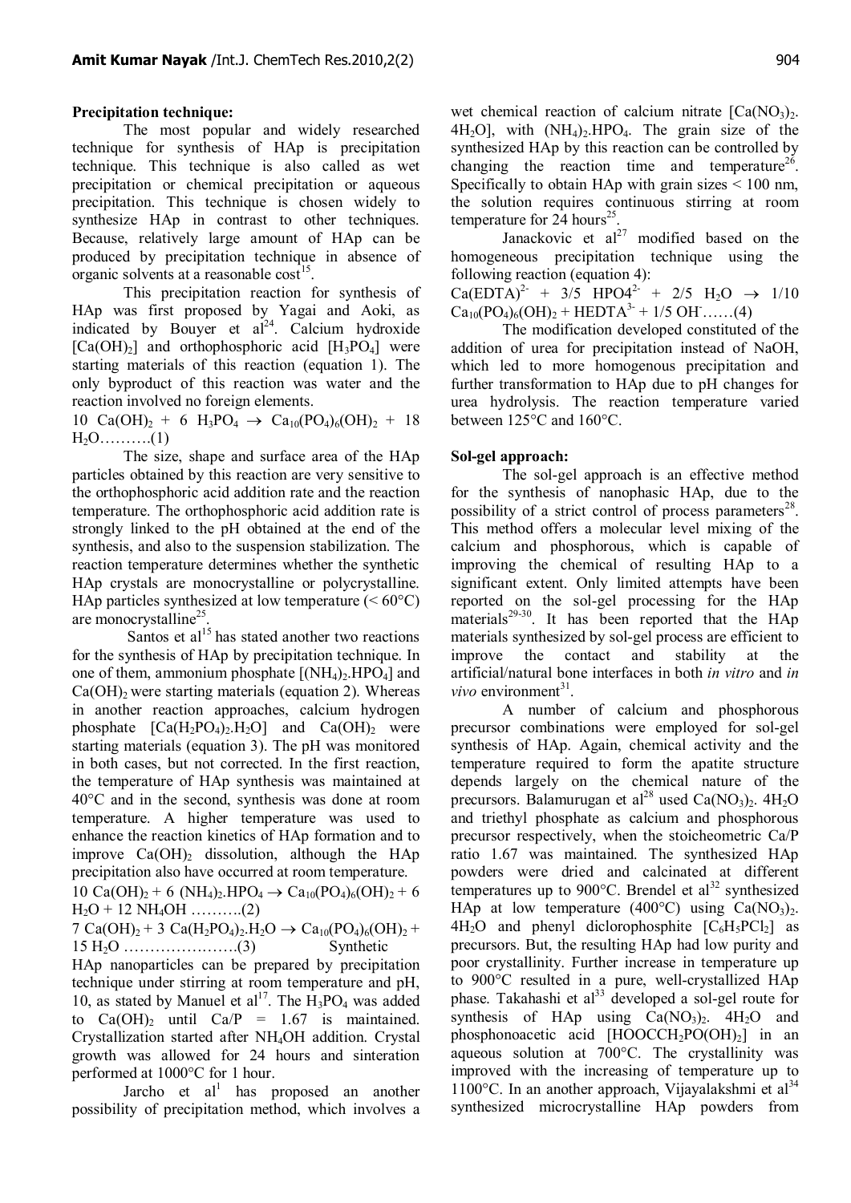**Precipitation technique:**

The most popular and widely researched technique for synthesis of HAp is precipitation technique. This technique is also called as wet precipitation or chemical precipitation or aqueous precipitation. This technique is chosen widely to synthesize HAp in contrast to other techniques. Because, relatively large amount of HAp can be produced by precipitation technique in absence of organic solvents at a reasonable cost[15].

This precipitation reaction for synthesis of HAp was first proposed by Yagai and Aoki, as indicated by Bouyer et al[24]. Calcium hydroxide $[Ca(OH)_2]$ and orthophosphoric acid $[H_3PO_4]$ were starting materials of this reaction (equation 1). The only byproduct of this reaction was water and the reaction involved no foreign elements.

$10\ Ca(OH)_2 + 6\ H_3PO_4 \rightarrow Ca_{10}(PO_4)_6(OH)_2 + 18\ H_2O$……….(1)

The size, shape and surface area of the HAp particles obtained by this reaction are very sensitive to the orthophosphoric acid addition rate and the reaction temperature. The orthophosphoric acid addition rate is strongly linked to the pH obtained at the end of the synthesis, and also to the suspension stabilization. The reaction temperature determines whether the synthetic HAp crystals are monocrystalline or polycrystalline. HAp particles synthesized at low temperature (< 60°C) are monocrystalline[25].

Santos et al[15] has stated another two reactions for the synthesis of HAp by precipitation technique. In one of them, ammonium phosphate $[(NH_4)_2.HPO_4]$ and $Ca(OH)_2$ were starting materials (equation 2). Whereas in another reaction approaches, calcium hydrogen phosphate $[Ca(H_2PO_4)_2.H_2O]$ and $Ca(OH)_2$ were starting materials (equation 3). The pH was monitored in both cases, but not corrected. In the first reaction, the temperature of HAp synthesis was maintained at 40°C and in the second, synthesis was done at room temperature. A higher temperature was used to enhance the reaction kinetics of HAp formation and to improve $Ca(OH)_2$ dissolution, although the HAp precipitation also have occurred at room temperature.

$10\ Ca(OH)_2 + 6\ (NH_4)_2.HPO_4 \rightarrow Ca_{10}(PO_4)_6(OH)_2 + 6\ H_2O + 12\ NH_4OH$ ……….(2)

$7\ Ca(OH)_2 + 3\ Ca(H_2PO_4)_2.H_2O \rightarrow Ca_{10}(PO_4)_6(OH)_2 + 15\ H_2O$ …………………..(3)

Synthetic HAp nanoparticles can be prepared by precipitation technique under stirring at room temperature and pH, 10, as stated by Manuel et al[17]. The $H_3PO_4$ was added to $Ca(OH)_2$ until Ca/P = 1.67 is maintained. Crystallization started after $NH_4OH$ addition. Crystal growth was allowed for 24 hours and sinteration performed at 1000°C for 1 hour.

Jarcho et al[1] has proposed an another possibility of precipitation method, which involves a wet chemical reaction of calcium nitrate $[Ca(NO_3)_2.4H_2O]$, with $(NH_4)_2.HPO_4$. The grain size of the synthesized HAp by this reaction can be controlled by changing the reaction time and temperature[26]. Specifically to obtain HAp with grain sizes < 100 nm, the solution requires continuous stirring at room temperature for 24 hours[25].

Janackovic et al[27] modified based on the homogeneous precipitation technique using the following reaction (equation 4):

$Ca(EDTA)^{2-} + 3/5\ HPO4^{2-} + 2/5\ H_2O \rightarrow 1/10\ Ca_{10}(PO_4)_6(OH)_2 + HEDTA^{3-} + 1/5\ OH^-$……(4)

The modification developed constituted of the addition of urea for precipitation instead of NaOH, which led to more homogenous precipitation and further transformation to HAp due to pH changes for urea hydrolysis. The reaction temperature varied between 125°C and 160°C.

**Sol-gel approach:**

The sol-gel approach is an effective method for the synthesis of nanophasic HAp, due to the possibility of a strict control of process parameters[28]. This method offers a molecular level mixing of the calcium and phosphorous, which is capable of improving the chemical of resulting HAp to a significant extent. Only limited attempts have been reported on the sol-gel processing for the HAp materials[29-30]. It has been reported that the HAp materials synthesized by sol-gel process are efficient to improve the contact and stability at the artificial/natural bone interfaces in both *in vitro* and *in vivo* environment[31].

A number of calcium and phosphorous precursor combinations were employed for sol-gel synthesis of HAp. Again, chemical activity and the temperature required to form the apatite structure depends largely on the chemical nature of the precursors. Balamurugan et al[28] used $Ca(NO_3)_2.4H_2O$ and triethyl phosphate as calcium and phosphorous precursor respectively, when the stoicheometric Ca/P ratio 1.67 was maintained. The synthesized HAp powders were dried and calcinated at different temperatures up to 900°C. Brendel et al[32] synthesized HAp at low temperature (400°C) using $Ca(NO_3)_2.4H_2O$ and phenyl diclorophosphite $[C_6H_5PCl_2]$ as precursors. But, the resulting HAp had low purity and poor crystallinity. Further increase in temperature up to 900°C resulted in a pure, well-crystallized HAp phase. Takahashi et al[33] developed a sol-gel route for synthesis of HAp using $Ca(NO_3)_2.4H_2O$ and phosphonoacetic acid $[HOOCCH_2PO(OH)_2]$ in an aqueous solution at 700°C. The crystallinity was improved with the increasing of temperature up to 1100°C. In an another approach, Vijayalakshmi et al[34] synthesized microcrystalline HAp powders from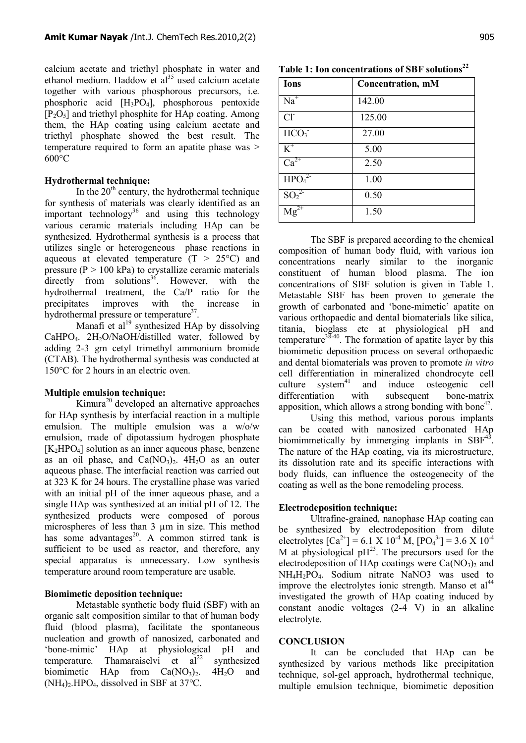calcium acetate and triethyl phosphate in water and ethanol medium. Haddow et al[35] used calcium acetate together with various phosphorous precursors, i.e. phosphoric acid [$H_3PO_4$], phosphorous pentoxide [$P_2O_5$] and triethyl phosphite for HAp coating. Among them, the HAp coating using calcium acetate and triethyl phosphate showed the best result. The temperature required to form an apatite phase was > 600°C

**Hydrothermal technique:**

In the 20th century, the hydrothermal technique for synthesis of materials was clearly identified as an important technology[36] and using this technology various ceramic materials including HAp can be synthesized. Hydrothermal synthesis is a process that utilizes single or heterogeneous phase reactions in aqueous at elevated temperature (T > 25°C) and pressure (P > 100 kPa) to crystallize ceramic materials directly from solutions[36]. However, with the hydrothermal treatment, the Ca/P ratio for the precipitates improves with the increase in hydrothermal pressure or temperature[37].

Manafi et al[19] synthesized HAp by dissolving $CaHPO_4$. $2H_2O$/NaOH/distilled water, followed by adding 2-3 gm cetyl trimethyl ammonium bromide (CTAB). The hydrothermal synthesis was conducted at 150°C for 2 hours in an electric oven.

**Multiple emulsion technique:**

Kimura[20] developed an alternative approaches for HAp synthesis by interfacial reaction in a multiple emulsion. The multiple emulsion was a w/o/w emulsion, made of dipotassium hydrogen phosphate [$K_2HPO_4$] solution as an inner aqueous phase, benzene as an oil phase, and $Ca(NO_3)_2$. $4H_2O$ as an outer aqueous phase. The interfacial reaction was carried out at 323 K for 24 hours. The crystalline phase was varied with an initial pH of the inner aqueous phase, and a single HAp was synthesized at an initial pH of 12. The synthesized products were composed of porous microspheres of less than 3 µm in size. This method has some advantages[20]. A common stirred tank is sufficient to be used as reactor, and therefore, any special apparatus is unnecessary. Low synthesis temperature around room temperature are usable.

**Biomimetic deposition technique:**

Metastable synthetic body fluid (SBF) with an organic salt composition similar to that of human body fluid (blood plasma), facilitate the spontaneous nucleation and growth of nanosized, carbonated and 'bone-mimic' HAp at physiological pH and temperature. Thamaraiselvi et al[22] synthesized biomimetic HAp from $Ca(NO_3)_2$. $4H_2O$ and $(NH_4)_2.HPO_4$, dissolved in SBF at 37°C.

**Table 1: Ion concentrations of SBF solutions[22]**

| Ions | Concentration, mM |
|---|---|
| $Na^+$ | 142.00 |
| $Cl^-$ | 125.00 |
| $HCO_3^-$ | 27.00 |
| $K^+$ | 5.00 |
| $Ca^{2+}$ | 2.50 |
| $HPO_4^{2-}$ | 1.00 |
| $SO_2^{2-}$ | 0.50 |
| $Mg^{2+}$ | 1.50 |

The SBF is prepared according to the chemical composition of human body fluid, with various ion concentrations nearly similar to the inorganic constituent of human blood plasma. The ion concentrations of SBF solution is given in Table 1. Metastable SBF has been proven to generate the growth of carbonated and 'bone-mimetic' apatite on various orthopaedic and dental biomaterials like silica, titania, bioglass etc at physiological pH and temperature[38-40]. The formation of apatite layer by this biomimetic deposition process on several orthopaedic and dental biomaterials was proven to promote *in vitro* cell differentiation in mineralized chondrocyte cell culture system[41] and induce osteogenic cell differentiation with subsequent bone-matrix apposition, which allows a strong bonding with bone[42].

Using this method, various porous implants can be coated with nanosized carbonated HAp biomimmetically by immerging implants in SBF[43]. The nature of the HAp coating, via its microstructure, its dissolution rate and its specific interactions with body fluids, can influence the osteogenecity of the coating as well as the bone remodeling process.

**Electrodeposition technique:**

Ultrafine-grained, nanophase HAp coating can be synthesized by electrodeposition from dilute electrolytes $[Ca^{2+}] = 6.1 \times 10^{-4}$ M, $[PO_4^{3-}] = 3.6 \times 10^{-4}$ M at physiological pH[23]. The precursors used for the electrodeposition of HAp coatings were $Ca(NO_3)_2$ and $NH_4H_2PO_4$. Sodium nitrate NaNO3 was used to improve the electrolytes ionic strength. Manso et al[44] investigated the growth of HAp coating induced by constant anodic voltages (2-4 V) in an alkaline electrolyte.

**CONCLUSION**

It can be concluded that HAp can be synthesized by various methods like precipitation technique, sol-gel approach, hydrothermal technique, multiple emulsion technique, biomimetic deposition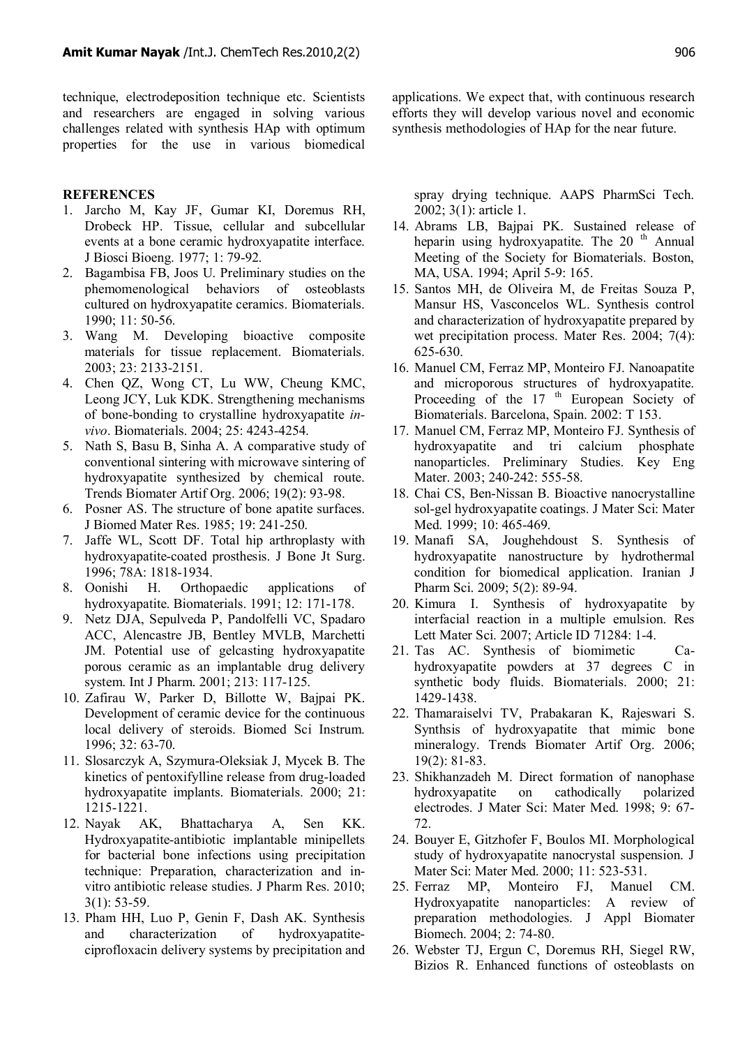technique, electrodeposition technique etc. Scientists and researchers are engaged in solving various challenges related with synthesis HAp with optimum properties for the use in various biomedical applications. We expect that, with continuous research efforts they will develop various novel and economic synthesis methodologies of HAp for the near future.

## REFERENCES

1. Jarcho M, Kay JF, Gumar KI, Doremus RH, Drobeck HP. Tissue, cellular and subcellular events at a bone ceramic hydroxyapatite interface. J Biosci Bioeng. 1977; 1: 79-92.
2. Bagambisa FB, Joos U. Preliminary studies on the phemomenological behaviors of osteoblasts cultured on hydroxyapatite ceramics. Biomaterials. 1990; 11: 50-56.
3. Wang M. Developing bioactive composite materials for tissue replacement. Biomaterials. 2003; 23: 2133-2151.
4. Chen QZ, Wong CT, Lu WW, Cheung KMC, Leong JCY, Luk KDK. Strengthening mechanisms of bone-bonding to crystalline hydroxyapatite *in-vivo*. Biomaterials. 2004; 25: 4243-4254.
5. Nath S, Basu B, Sinha A. A comparative study of conventional sintering with microwave sintering of hydroxyapatite synthesized by chemical route. Trends Biomater Artif Org. 2006; 19(2): 93-98.
6. Posner AS. The structure of bone apatite surfaces. J Biomed Mater Res. 1985; 19: 241-250.
7. Jaffe WL, Scott DF. Total hip arthroplasty with hydroxyapatite-coated prosthesis. J Bone Jt Surg. 1996; 78A: 1818-1934.
8. Oonishi H. Orthopaedic applications of hydroxyapatite. Biomaterials. 1991; 12: 171-178.
9. Netz DJA, Sepulveda P, Pandolfelli VC, Spadaro ACC, Alencastre JB, Bentley MVLB, Marchetti JM. Potential use of gelcasting hydroxyapatite porous ceramic as an implantable drug delivery system. Int J Pharm. 2001; 213: 117-125.
10. Zafirau W, Parker D, Billotte W, Bajpai PK. Development of ceramic device for the continuous local delivery of steroids. Biomed Sci Instrum. 1996; 32: 63-70.
11. Slosarczyk A, Szymura-Oleksiak J, Mycek B. The kinetics of pentoxifylline release from drug-loaded hydroxyapatite implants. Biomaterials. 2000; 21: 1215-1221.
12. Nayak AK, Bhattacharya A, Sen KK. Hydroxyapatite-antibiotic implantable minipellets for bacterial bone infections using precipitation technique: Preparation, characterization and in-vitro antibiotic release studies. J Pharm Res. 2010; 3(1): 53-59.
13. Pham HH, Luo P, Genin F, Dash AK. Synthesis and characterization of hydroxyapatite-ciprofloxacin delivery systems by precipitation and spray drying technique. AAPS PharmSci Tech. 2002; 3(1): article 1.
14. Abrams LB, Bajpai PK. Sustained release of heparin using hydroxyapatite. The 20 th Annual Meeting of the Society for Biomaterials. Boston, MA, USA. 1994; April 5-9: 165.
15. Santos MH, de Oliveira M, de Freitas Souza P, Mansur HS, Vasconcelos WL. Synthesis control and characterization of hydroxyapatite prepared by wet precipitation process. Mater Res. 2004; 7(4): 625-630.
16. Manuel CM, Ferraz MP, Monteiro FJ. Nanoapatite and microporous structures of hydroxyapatite. Proceeding of the 17 th European Society of Biomaterials. Barcelona, Spain. 2002: T 153.
17. Manuel CM, Ferraz MP, Monteiro FJ. Synthesis of hydroxyapatite and tri calcium phosphate nanoparticles. Preliminary Studies. Key Eng Mater. 2003; 240-242: 555-58.
18. Chai CS, Ben-Nissan B. Bioactive nanocrystalline sol-gel hydroxyapatite coatings. J Mater Sci: Mater Med. 1999; 10: 465-469.
19. Manafi SA, Joughehdoust S. Synthesis of hydroxyapatite nanostructure by hydrothermal condition for biomedical application. Iranian J Pharm Sci. 2009; 5(2): 89-94.
20. Kimura I. Synthesis of hydroxyapatite by interfacial reaction in a multiple emulsion. Res Lett Mater Sci. 2007; Article ID 71284: 1-4.
21. Tas AC. Synthesis of biomimetic Ca-hydroxyapatite powders at 37 degrees C in synthetic body fluids. Biomaterials. 2000; 21: 1429-1438.
22. Thamaraiselvi TV, Prabakaran K, Rajeswari S. Synthsis of hydroxyapatite that mimic bone mineralogy. Trends Biomater Artif Org. 2006; 19(2): 81-83.
23. Shikhanzadeh M. Direct formation of nanophase hydroxyapatite on cathodically polarized electrodes. J Mater Sci: Mater Med. 1998; 9: 67-72.
24. Bouyer E, Gitzhofer F, Boulos MI. Morphological study of hydroxyapatite nanocrystal suspension. J Mater Sci: Mater Med. 2000; 11: 523-531.
25. Ferraz MP, Monteiro FJ, Manuel CM. Hydroxyapatite nanoparticles: A review of preparation methodologies. J Appl Biomater Biomech. 2004; 2: 74-80.
26. Webster TJ, Ergun C, Doremus RH, Siegel RW, Bizios R. Enhanced functions of osteoblasts on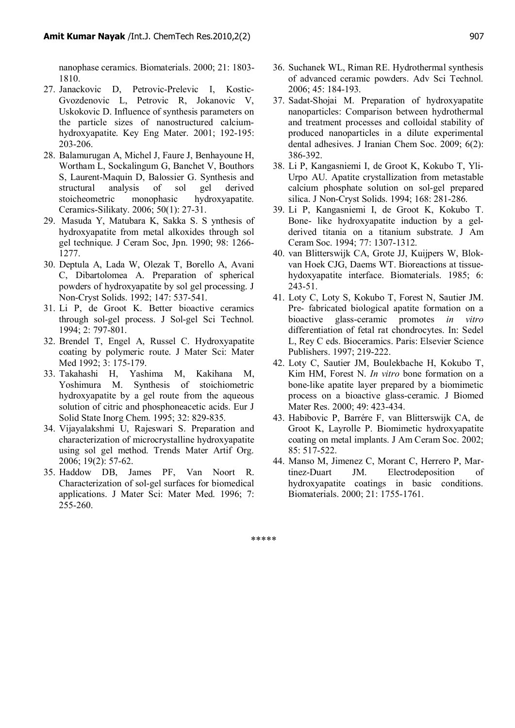nanophase ceramics. Biomaterials. 2000; 21: 1803-1810.

27. Janackovic D, Petrovic-Prelevic I, Kostic-Gvozdenovic L, Petrovic R, Jokanovic V, Uskokovic D. Influence of synthesis parameters on the particle sizes of nanostructured calcium-hydroxyapatite. Key Eng Mater. 2001; 192-195: 203-206.
28. Balamurugan A, Michel J, Faure J, Benhayoune H, Wortham L, Sockalingum G, Banchet V, Bouthors S, Laurent-Maquin D, Balossier G. Synthesis and structural analysis of sol gel derived stoicheometric monophasic hydroxyapatite. Ceramics-Silikaty. 2006; 50(1): 27-31.
29. Masuda Y, Matubara K, Sakka S. S ynthesis of hydroxyapatite from metal alkoxides through sol gel technique. J Ceram Soc, Jpn. 1990; 98: 1266-1277.
30. Deptula A, Lada W, Olezak T, Borello A, Avani C, Dibartolomea A. Preparation of spherical powders of hydroxyapatite by sol gel processing. J Non-Cryst Solids. 1992; 147: 537-541.
31. Li P, de Groot K. Better bioactive ceramics through sol-gel process. J Sol-gel Sci Technol. 1994; 2: 797-801.
32. Brendel T, Engel A, Russel C. Hydroxyapatite coating by polymeric route. J Mater Sci: Mater Med 1992; 3: 175-179.
33. Takahashi H, Yashima M, Kakihana M, Yoshimura M. Synthesis of stoichiometric hydroxyapatite by a gel route from the aqueous solution of citric and phosphoneacetic acids. Eur J Solid State Inorg Chem. 1995; 32: 829-835.
34. Vijayalakshmi U, Rajeswari S. Preparation and characterization of microcrystalline hydroxyapatite using sol gel method. Trends Mater Artif Org. 2006; 19(2): 57-62.
35. Haddow DB, James PF, Van Noort R. Characterization of sol-gel surfaces for biomedical applications. J Mater Sci: Mater Med. 1996; 7: 255-260.
36. Suchanek WL, Riman RE. Hydrothermal synthesis of advanced ceramic powders. Adv Sci Technol. 2006; 45: 184-193.
37. Sadat-Shojai M. Preparation of hydroxyapatite nanoparticles: Comparison between hydrothermal and treatment processes and colloidal stability of produced nanoparticles in a dilute experimental dental adhesives. J Iranian Chem Soc. 2009; 6(2): 386-392.
38. Li P, Kangasniemi I, de Groot K, Kokubo T, Yli-Urpo AU. Apatite crystallization from metastable calcium phosphate solution on sol-gel prepared silica. J Non-Cryst Solids. 1994; 168: 281-286.
39. Li P, Kangasniemi I, de Groot K, Kokubo T. Bone- like hydroxyapatite induction by a gel-derived titania on a titanium substrate. J Am Ceram Soc. 1994; 77: 1307-1312.
40. van Blitterswijk CA, Grote JJ, Kuijpers W, Blok-van Hoek CJG, Daems WT. Bioreactions at tissue-hydoxyapatite interface. Biomaterials. 1985; 6: 243-51.
41. Loty C, Loty S, Kokubo T, Forest N, Sautier JM. Pre- fabricated biological apatite formation on a bioactive glass-ceramic promotes *in vitro* differentiation of fetal rat chondrocytes. In: Sedel L, Rey C eds. Bioceramics. Paris: Elsevier Science Publishers. 1997; 219-222.
42. Loty C, Sautier JM, Boulekbache H, Kokubo T, Kim HM, Forest N. *In vitro* bone formation on a bone-like apatite layer prepared by a biomimetic process on a bioactive glass-ceramic. J Biomed Mater Res. 2000; 49: 423-434.
43. Habibovic P, Barrére F, van Blitterswijk CA, de Groot K, Layrolle P. Biomimetic hydroxyapatite coating on metal implants. J Am Ceram Soc. 2002; 85: 517-522.
44. Manso M, Jimenez C, Morant C, Herrero P, Martinez-Duart JM. Electrodeposition of hydroxyapatite coatings in basic conditions. Biomaterials. 2000; 21: 1755-1761.

*****